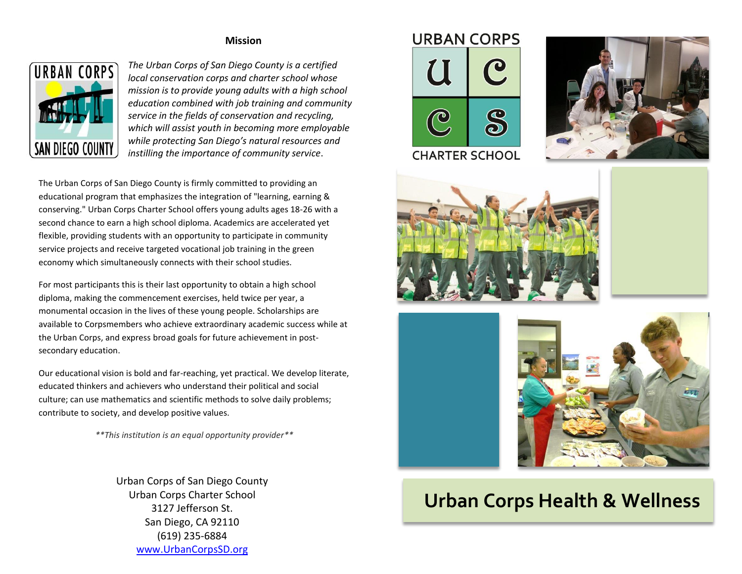## Mission

*The Urban Corps of San Diego County is a certified local conservation corps and charter school whose mission is to provide young adults with a high school education combined with job training and community service in the fields of conservation and recycling, which will assist youth in becoming more employable while protecting San Diego's natural resources and instilling the importance of community service*.

The Urban Corps of San Diego County is firmly committed to providing an educational program that emphasizes the integration of "learning, earning & conserving." Urban Corps Charter School offers young adults ages 18-26 with a second chance to earn a high school diploma. Academics are accelerated yet flexible, providing students with an opportunity to participate in community service projects and receive targeted vocational job training in the green economy which simultaneously connects with their school studies.

For most participants this is their last opportunity to obtain a high school diploma, making the commencement exercises, held twice per year, a monumental occasion in the lives of these young people. Scholarships are available to Corpsmembers who achieve extraordinary academic success while at the Urban Corps, and express broad goals for future achievement in post-secondary education.

Our educational vision is bold and far-reaching, yet practical. We develop literate, educated thinkers and achievers who understand their political and social culture; can use mathematics and scientific methods to solve daily problems; contribute to society, and develop positive values.

*\*\*This institution is an equal opportunity provider\*\**

Urban Corps of San Diego County
Urban Corps Charter School
3127 Jefferson St.
San Diego, CA 92110
(619) 235-6884
[www.UrbanCorpsSD.org](http://www.UrbanCorpsSD.org)

URBAN CORPS
UCCS
CHARTER SCHOOL

# Urban Corps Health & Wellness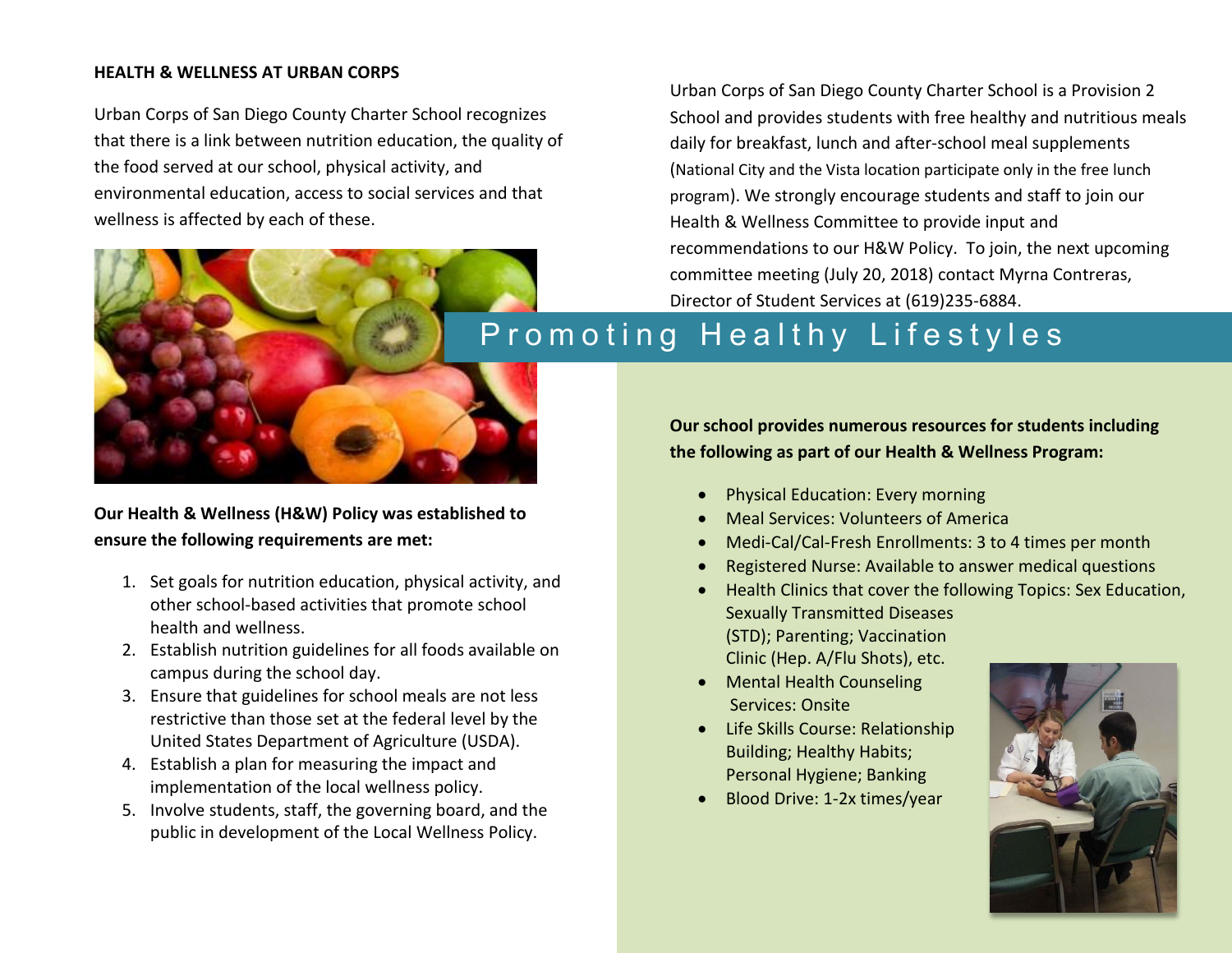## HEALTH & WELLNESS AT URBAN CORPS

Urban Corps of San Diego County Charter School recognizes that there is a link between nutrition education, the quality of the food served at our school, physical activity, and environmental education, access to social services and that wellness is affected by each of these.

**Our Health & Wellness (H&W) Policy was established to ensure the following requirements are met:**

1. Set goals for nutrition education, physical activity, and other school-based activities that promote school health and wellness.
2. Establish nutrition guidelines for all foods available on campus during the school day.
3. Ensure that guidelines for school meals are not less restrictive than those set at the federal level by the United States Department of Agriculture (USDA).
4. Establish a plan for measuring the impact and implementation of the local wellness policy.
5. Involve students, staff, the governing board, and the public in development of the Local Wellness Policy.

Urban Corps of San Diego County Charter School is a Provision 2 School and provides students with free healthy and nutritious meals daily for breakfast, lunch and after-school meal supplements (National City and the Vista location participate only in the free lunch program). We strongly encourage students and staff to join our Health & Wellness Committee to provide input and recommendations to our H&W Policy. To join, the next upcoming committee meeting (July 20, 2018) contact Myrna Contreras, Director of Student Services at (619)235-6884.

# Promoting Healthy Lifestyles

**Our school provides numerous resources for students including the following as part of our Health & Wellness Program:**

- Physical Education: Every morning
- Meal Services: Volunteers of America
- Medi-Cal/Cal-Fresh Enrollments: 3 to 4 times per month
- Registered Nurse: Available to answer medical questions
- Health Clinics that cover the following Topics: Sex Education, Sexually Transmitted Diseases (STD); Parenting; Vaccination Clinic (Hep. A/Flu Shots), etc.
- Mental Health Counseling Services: Onsite
- Life Skills Course: Relationship Building; Healthy Habits; Personal Hygiene; Banking
- Blood Drive: 1-2x times/year